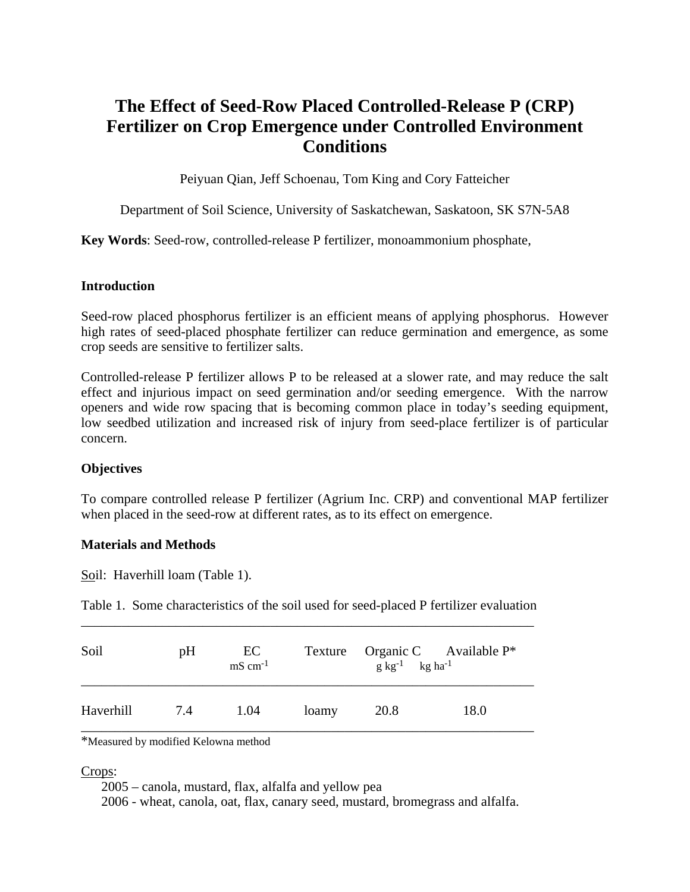# The Effect of Seed-Row Placed Controlled-Release P (CRP) Fertilizer on Crop Emergence under Controlled Environment Conditions

Peiyuan Qian, Jeff Schoenau, Tom King and Cory Fatteicher

Department of Soil Science, University of Saskatchewan, Saskatoon, SK S7N-5A8

**Key Words**: Seed-row, controlled-release P fertilizer, monoammonium phosphate,

## Introduction

Seed-row placed phosphorus fertilizer is an efficient means of applying phosphorus. However high rates of seed-placed phosphate fertilizer can reduce germination and emergence, as some crop seeds are sensitive to fertilizer salts.

Controlled-release P fertilizer allows P to be released at a slower rate, and may reduce the salt effect and injurious impact on seed germination and/or seeding emergence. With the narrow openers and wide row spacing that is becoming common place in today's seeding equipment, low seedbed utilization and increased risk of injury from seed-place fertilizer is of particular concern.

## Objectives

To compare controlled release P fertilizer (Agrium Inc. CRP) and conventional MAP fertilizer when placed in the seed-row at different rates, as to its effect on emergence.

## Materials and Methods

Soil: Haverhill loam (Table 1).

Table 1. Some characteristics of the soil used for seed-placed P fertilizer evaluation

| Soil | pH | EC $mS\ cm^{-1}$ | Texture | Organic C $g\ kg^{-1}$ | Available P* $kg\ ha^{-1}$ |
|---|---|---|---|---|---|
| Haverhill | 7.4 | 1.04 | loamy | 20.8 | 18.0 |

*Measured by modified Kelowna method

Crops:

2005 – canola, mustard, flax, alfalfa and yellow pea

2006 - wheat, canola, oat, flax, canary seed, mustard, bromegrass and alfalfa.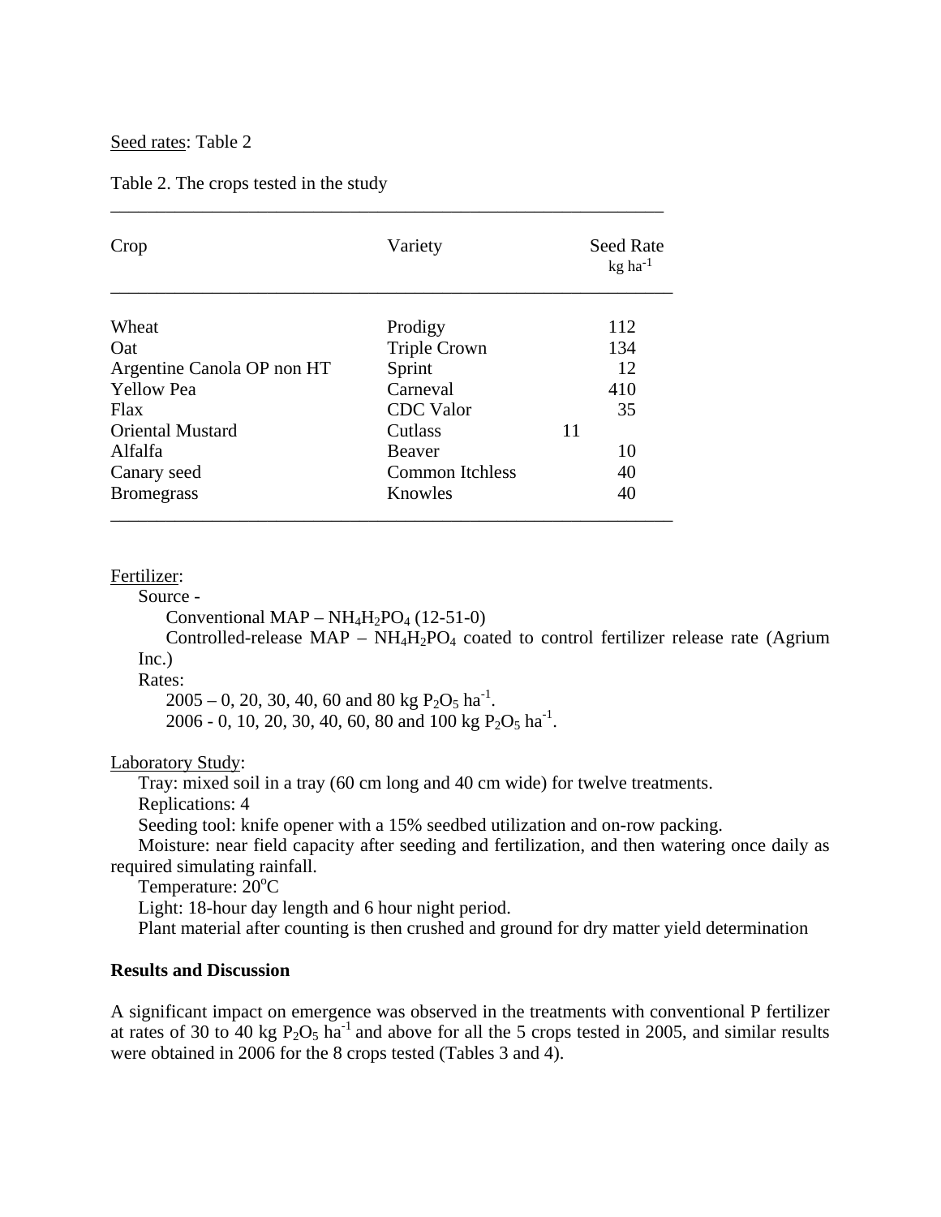Seed rates: Table 2

Table 2. The crops tested in the study

| Crop | Variety | Seed Rate kg $ha^{-1}$ |
|---|---|---|
| Wheat | Prodigy | 112 |
| Oat | Triple Crown | 134 |
| Argentine Canola OP non HT | Sprint | 12 |
| Yellow Pea | Carneval | 410 |
| Flax | CDC Valor | 35 |
| Oriental Mustard | Cutlass | 11 |
| Alfalfa | Beaver | 10 |
| Canary seed | Common Itchless | 40 |
| Bromegrass | Knowles | 40 |

Fertilizer:

Source -

Conventional MAP – $NH_4H_2PO_4$ (12-51-0)

Controlled-release MAP – $NH_4H_2PO_4$ coated to control fertilizer release rate (Agrium Inc.)

Rates:

2005 – 0, 20, 30, 40, 60 and 80 kg $P_2O_5$ $ha^{-1}$.

2006 - 0, 10, 20, 30, 40, 60, 80 and 100 kg $P_2O_5$ $ha^{-1}$.

Laboratory Study:

Tray: mixed soil in a tray (60 cm long and 40 cm wide) for twelve treatments.

Replications: 4

Seeding tool: knife opener with a 15% seedbed utilization and on-row packing.

Moisture: near field capacity after seeding and fertilization, and then watering once daily as required simulating rainfall.

Temperature: 20$^{o}$C

Light: 18-hour day length and 6 hour night period.

Plant material after counting is then crushed and ground for dry matter yield determination

**Results and Discussion**

A significant impact on emergence was observed in the treatments with conventional P fertilizer at rates of 30 to 40 kg $P_2O_5$ $ha^{-1}$ and above for all the 5 crops tested in 2005, and similar results were obtained in 2006 for the 8 crops tested (Tables 3 and 4).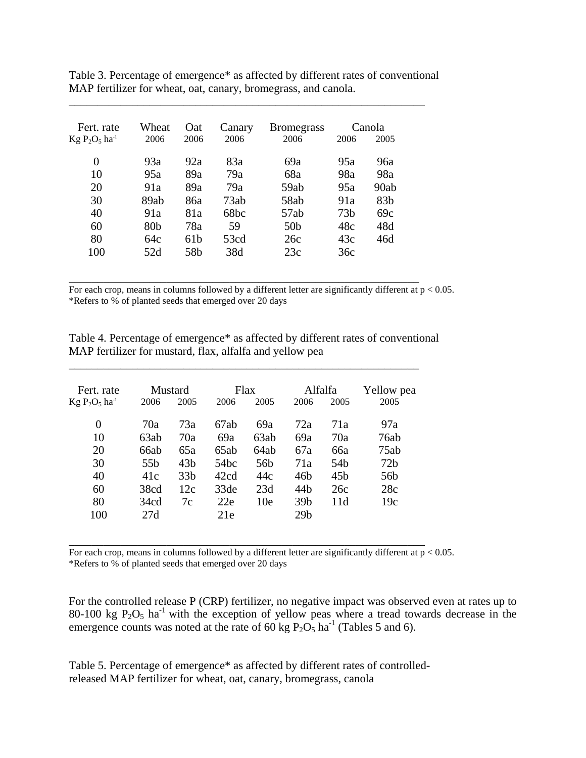Table 3. Percentage of emergence* as affected by different rates of conventional MAP fertilizer for wheat, oat, canary, bromegrass, and canola.

| Fert. rate | Wheat | Oat | Canary | Bromegrass | Canola | |
|---|---|---|---|---|---|---|
| Kg $P_2O_5$ $ha^{-1}$ | 2006 | 2006 | 2006 | 2006 | 2006 | 2005 |
| 0 | 93a | 92a | 83a | 69a | 95a | 96a |
| 10 | 95a | 89a | 79a | 68a | 98a | 98a |
| 20 | 91a | 89a | 79a | 59ab | 95a | 90ab |
| 30 | 89ab | 86a | 73ab | 58ab | 91a | 83b |
| 40 | 91a | 81a | 68bc | 57ab | 73b | 69c |
| 60 | 80b | 78a | 59 | 50b | 48c | 48d |
| 80 | 64c | 61b | 53cd | 26c | 43c | 46d |
| 100 | 52d | 58b | 38d | 23c | 36c | |

For each crop, means in columns followed by a different letter are significantly different at $p < 0.05$.
*Refers to % of planted seeds that emerged over 20 days

Table 4. Percentage of emergence* as affected by different rates of conventional MAP fertilizer for mustard, flax, alfalfa and yellow pea

| Fert. rate | Mustard | | Flax | | Alfalfa | | Yellow pea |
|---|---|---|---|---|---|---|---|
| Kg $P_2O_5$ $ha^{-1}$ | 2006 | 2005 | 2006 | 2005 | 2006 | 2005 | 2005 |
| 0 | 70a | 73a | 67ab | 69a | 72a | 71a | 97a |
| 10 | 63ab | 70a | 69a | 63ab | 69a | 70a | 76ab |
| 20 | 66ab | 65a | 65ab | 64ab | 67a | 66a | 75ab |
| 30 | 55b | 43b | 54bc | 56b | 71a | 54b | 72b |
| 40 | 41c | 33b | 42cd | 44c | 46b | 45b | 56b |
| 60 | 38cd | 12c | 33de | 23d | 44b | 26c | 28c |
| 80 | 34cd | 7c | 22e | 10e | 39b | 11d | 19c |
| 100 | 27d | | 21e | | 29b | | |

For each crop, means in columns followed by a different letter are significantly different at $p < 0.05$.
*Refers to % of planted seeds that emerged over 20 days

For the controlled release P (CRP) fertilizer, no negative impact was observed even at rates up to 80-100 kg $P_2O_5$ $ha^{-1}$ with the exception of yellow peas where a tread towards decrease in the emergence counts was noted at the rate of 60 kg $P_2O_5$ $ha^{-1}$ (Tables 5 and 6).

Table 5. Percentage of emergence* as affected by different rates of controlled-released MAP fertilizer for wheat, oat, canary, bromegrass, canola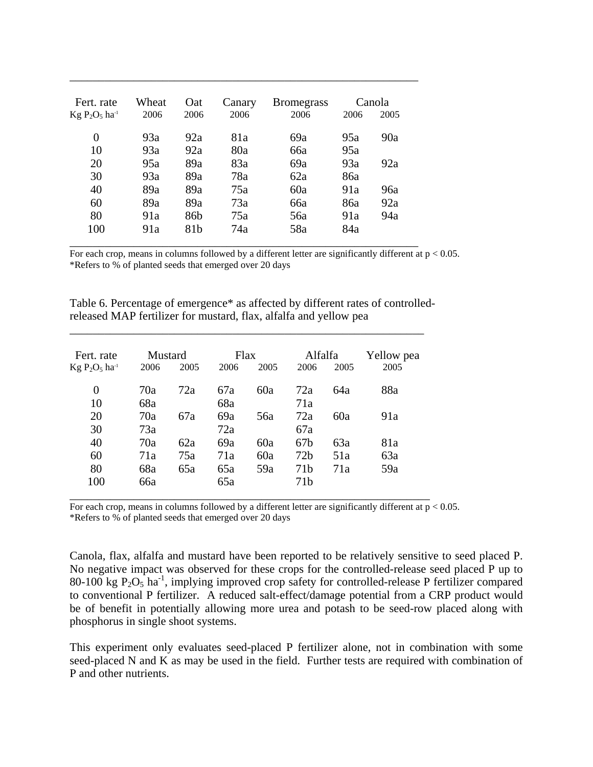| Fert. rate | Wheat | Oat | Canary | Bromegrass | Canola | |
|---|---|---|---|---|---|---|
| Kg $P_2O_5$ $ha^{-1}$ | 2006 | 2006 | 2006 | 2006 | 2006 | 2005 |
| 0 | 93a | 92a | 81a | 69a | 95a | 90a |
| 10 | 93a | 92a | 80a | 66a | 95a | |
| 20 | 95a | 89a | 83a | 69a | 93a | 92a |
| 30 | 93a | 89a | 78a | 62a | 86a | |
| 40 | 89a | 89a | 75a | 60a | 91a | 96a |
| 60 | 89a | 89a | 73a | 66a | 86a | 92a |
| 80 | 91a | 86b | 75a | 56a | 91a | 94a |
| 100 | 91a | 81b | 74a | 58a | 84a | |

For each crop, means in columns followed by a different letter are significantly different at $p < 0.05$.
*Refers to % of planted seeds that emerged over 20 days

Table 6. Percentage of emergence* as affected by different rates of controlled-released MAP fertilizer for mustard, flax, alfalfa and yellow pea

| Fert. rate | Mustard | | Flax | | Alfalfa | | Yellow pea |
|---|---|---|---|---|---|---|---|
| Kg $P_2O_5$ $ha^{-1}$ | 2006 | 2005 | 2006 | 2005 | 2006 | 2005 | 2005 |
| 0 | 70a | 72a | 67a | 60a | 72a | 64a | 88a |
| 10 | 68a | | 68a | | 71a | | |
| 20 | 70a | 67a | 69a | 56a | 72a | 60a | 91a |
| 30 | 73a | | 72a | | 67a | | |
| 40 | 70a | 62a | 69a | 60a | 67b | 63a | 81a |
| 60 | 71a | 75a | 71a | 60a | 72b | 51a | 63a |
| 80 | 68a | 65a | 65a | 59a | 71b | 71a | 59a |
| 100 | 66a | | 65a | | 71b | | |

For each crop, means in columns followed by a different letter are significantly different at $p < 0.05$.
*Refers to % of planted seeds that emerged over 20 days

Canola, flax, alfalfa and mustard have been reported to be relatively sensitive to seed placed P. No negative impact was observed for these crops for the controlled-release seed placed P up to 80-100 kg $P_2O_5$ $ha^{-1}$, implying improved crop safety for controlled-release P fertilizer compared to conventional P fertilizer. A reduced salt-effect/damage potential from a CRP product would be of benefit in potentially allowing more urea and potash to be seed-row placed along with phosphorus in single shoot systems.

This experiment only evaluates seed-placed P fertilizer alone, not in combination with some seed-placed N and K as may be used in the field. Further tests are required with combination of P and other nutrients.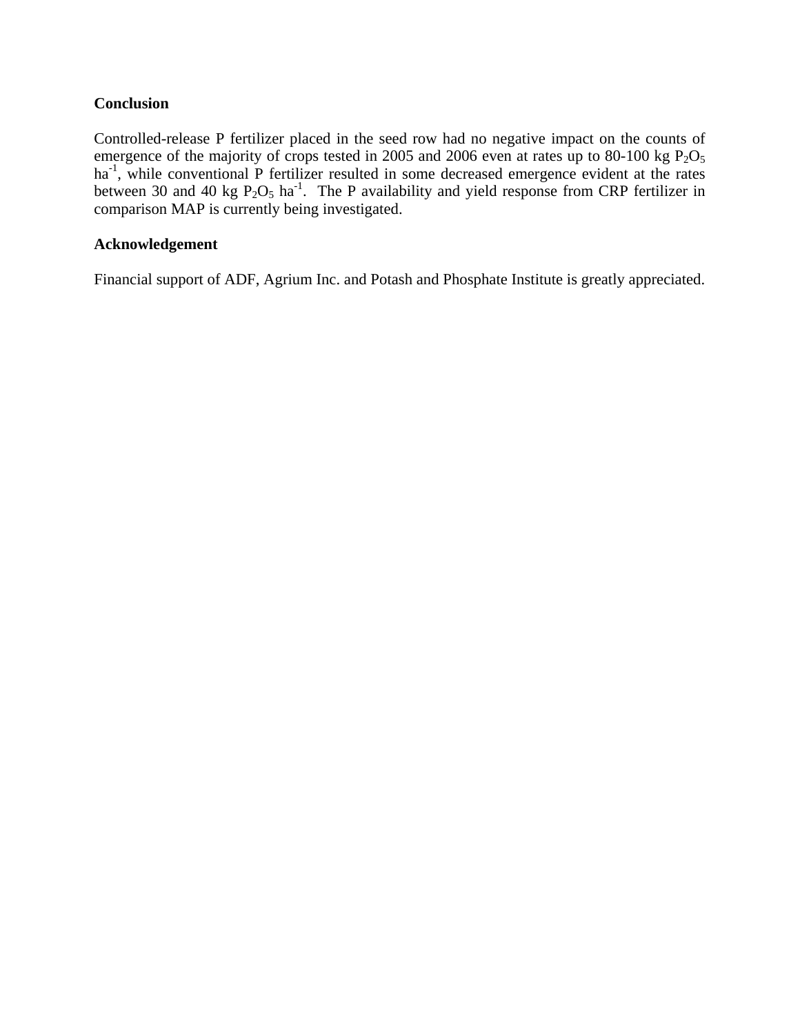## Conclusion

Controlled-release P fertilizer placed in the seed row had no negative impact on the counts of emergence of the majority of crops tested in 2005 and 2006 even at rates up to 80-100 kg $P_2O_5$ ha$^{-1}$, while conventional P fertilizer resulted in some decreased emergence evident at the rates between 30 and 40 kg $P_2O_5$ ha$^{-1}$. The P availability and yield response from CRP fertilizer in comparison MAP is currently being investigated.

## Acknowledgement

Financial support of ADF, Agrium Inc. and Potash and Phosphate Institute is greatly appreciated.